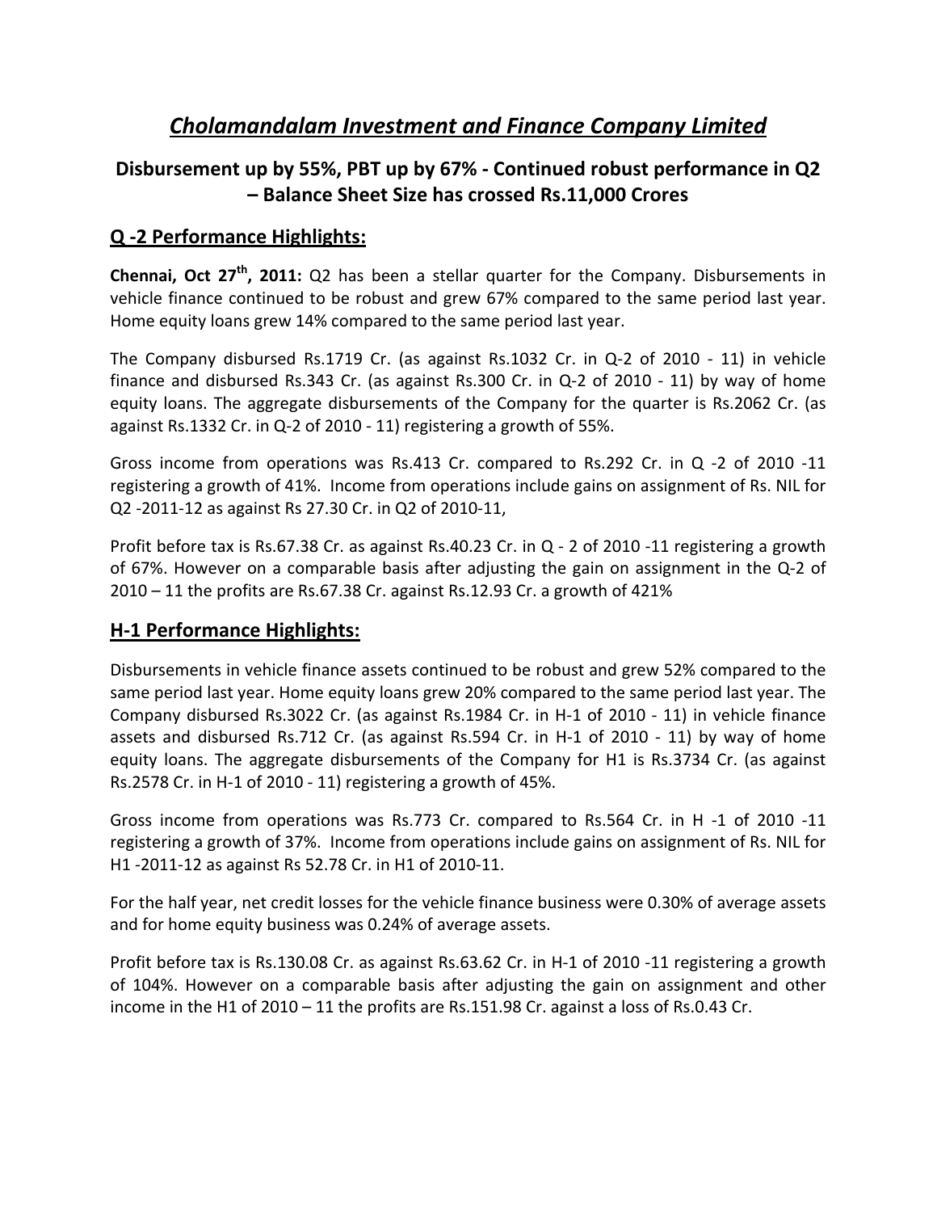// Cholamandalam Investment and Finance Company Limited

# *Cholamandalam Investment and Finance Company Limited*

## Disbursement up by 55%, PBT up by 67% - Continued robust performance in Q2 – Balance Sheet Size has crossed Rs.11,000 Crores

## Q -2 Performance Highlights:

**Chennai, Oct 27th, 2011:** Q2 has been a stellar quarter for the Company. Disbursements in vehicle finance continued to be robust and grew 67% compared to the same period last year. Home equity loans grew 14% compared to the same period last year.

The Company disbursed Rs.1719 Cr. (as against Rs.1032 Cr. in Q-2 of 2010 - 11) in vehicle finance and disbursed Rs.343 Cr. (as against Rs.300 Cr. in Q-2 of 2010 - 11) by way of home equity loans. The aggregate disbursements of the Company for the quarter is Rs.2062 Cr. (as against Rs.1332 Cr. in Q-2 of 2010 - 11) registering a growth of 55%.

Gross income from operations was Rs.413 Cr. compared to Rs.292 Cr. in Q -2 of 2010 -11 registering a growth of 41%. Income from operations include gains on assignment of Rs. NIL for Q2 -2011-12 as against Rs 27.30 Cr. in Q2 of 2010-11,

Profit before tax is Rs.67.38 Cr. as against Rs.40.23 Cr. in Q - 2 of 2010 -11 registering a growth of 67%. However on a comparable basis after adjusting the gain on assignment in the Q-2 of 2010 – 11 the profits are Rs.67.38 Cr. against Rs.12.93 Cr. a growth of 421%

## H-1 Performance Highlights:

Disbursements in vehicle finance assets continued to be robust and grew 52% compared to the same period last year. Home equity loans grew 20% compared to the same period last year. The Company disbursed Rs.3022 Cr. (as against Rs.1984 Cr. in H-1 of 2010 - 11) in vehicle finance assets and disbursed Rs.712 Cr. (as against Rs.594 Cr. in H-1 of 2010 - 11) by way of home equity loans. The aggregate disbursements of the Company for H1 is Rs.3734 Cr. (as against Rs.2578 Cr. in H-1 of 2010 - 11) registering a growth of 45%.

Gross income from operations was Rs.773 Cr. compared to Rs.564 Cr. in H -1 of 2010 -11 registering a growth of 37%. Income from operations include gains on assignment of Rs. NIL for H1 -2011-12 as against Rs 52.78 Cr. in H1 of 2010-11.

For the half year, net credit losses for the vehicle finance business were 0.30% of average assets and for home equity business was 0.24% of average assets.

Profit before tax is Rs.130.08 Cr. as against Rs.63.62 Cr. in H-1 of 2010 -11 registering a growth of 104%. However on a comparable basis after adjusting the gain on assignment and other income in the H1 of 2010 – 11 the profits are Rs.151.98 Cr. against a loss of Rs.0.43 Cr.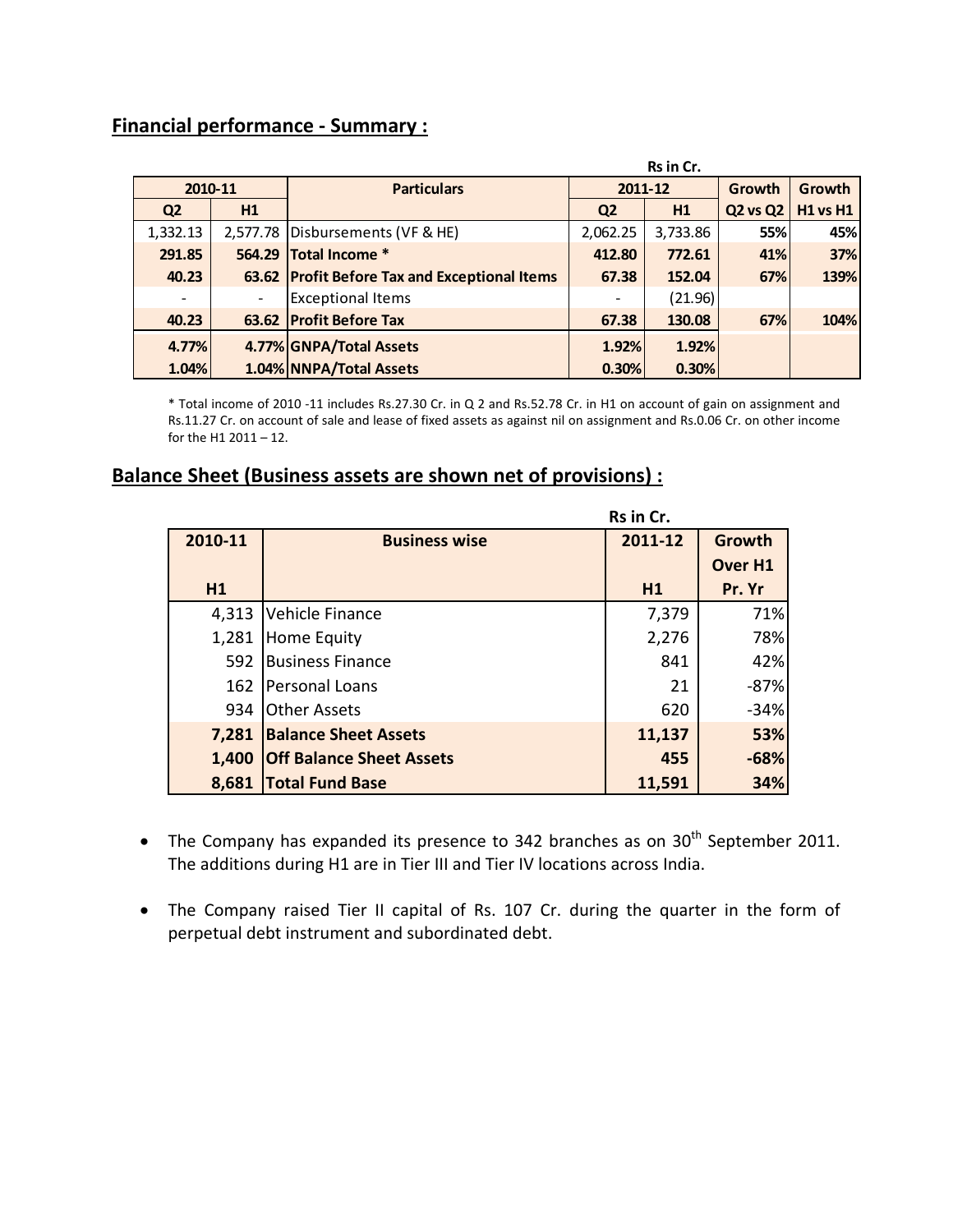## Financial performance - Summary :

Rs in Cr.

| 2010-11 | | Particulars | 2011-12 | | Growth | Growth |
|---|---|---|---|---|---|---|
| Q2 | H1 | | Q2 | H1 | Q2 vs Q2 | H1 vs H1 |
| 1,332.13 | 2,577.78 | Disbursements (VF & HE) | 2,062.25 | 3,733.86 | 55% | 45% |
| **291.85** | **564.29** | **Total Income *** | **412.80** | **772.61** | **41%** | **37%** |
| **40.23** | **63.62** | **Profit Before Tax and Exceptional Items** | **67.38** | **152.04** | **67%** | **139%** |
| - | - | Exceptional Items | - | (21.96) | | |
| **40.23** | **63.62** | **Profit Before Tax** | **67.38** | **130.08** | **67%** | **104%** |
| **4.77%** | **4.77%** | **GNPA/Total Assets** | **1.92%** | **1.92%** | | |
| **1.04%** | **1.04%** | **NNPA/Total Assets** | **0.30%** | **0.30%** | | |

* Total income of 2010 -11 includes Rs.27.30 Cr. in Q 2 and Rs.52.78 Cr. in H1 on account of gain on assignment and Rs.11.27 Cr. on account of sale and lease of fixed assets as against nil on assignment and Rs.0.06 Cr. on other income for the H1 2011 – 12.

## Balance Sheet (Business assets are shown net of provisions) :

Rs in Cr.

| 2010-11 H1 | Business wise | 2011-12 H1 | Growth Over H1 Pr. Yr |
|---|---|---|---|
| 4,313 | Vehicle Finance | 7,379 | 71% |
| 1,281 | Home Equity | 2,276 | 78% |
| 592 | Business Finance | 841 | 42% |
| 162 | Personal Loans | 21 | -87% |
| 934 | Other Assets | 620 | -34% |
| **7,281** | **Balance Sheet Assets** | **11,137** | **53%** |
| **1,400** | **Off Balance Sheet Assets** | **455** | **-68%** |
| **8,681** | **Total Fund Base** | **11,591** | **34%** |

- The Company has expanded its presence to 342 branches as on 30th September 2011. The additions during H1 are in Tier III and Tier IV locations across India.
- The Company raised Tier II capital of Rs. 107 Cr. during the quarter in the form of perpetual debt instrument and subordinated debt.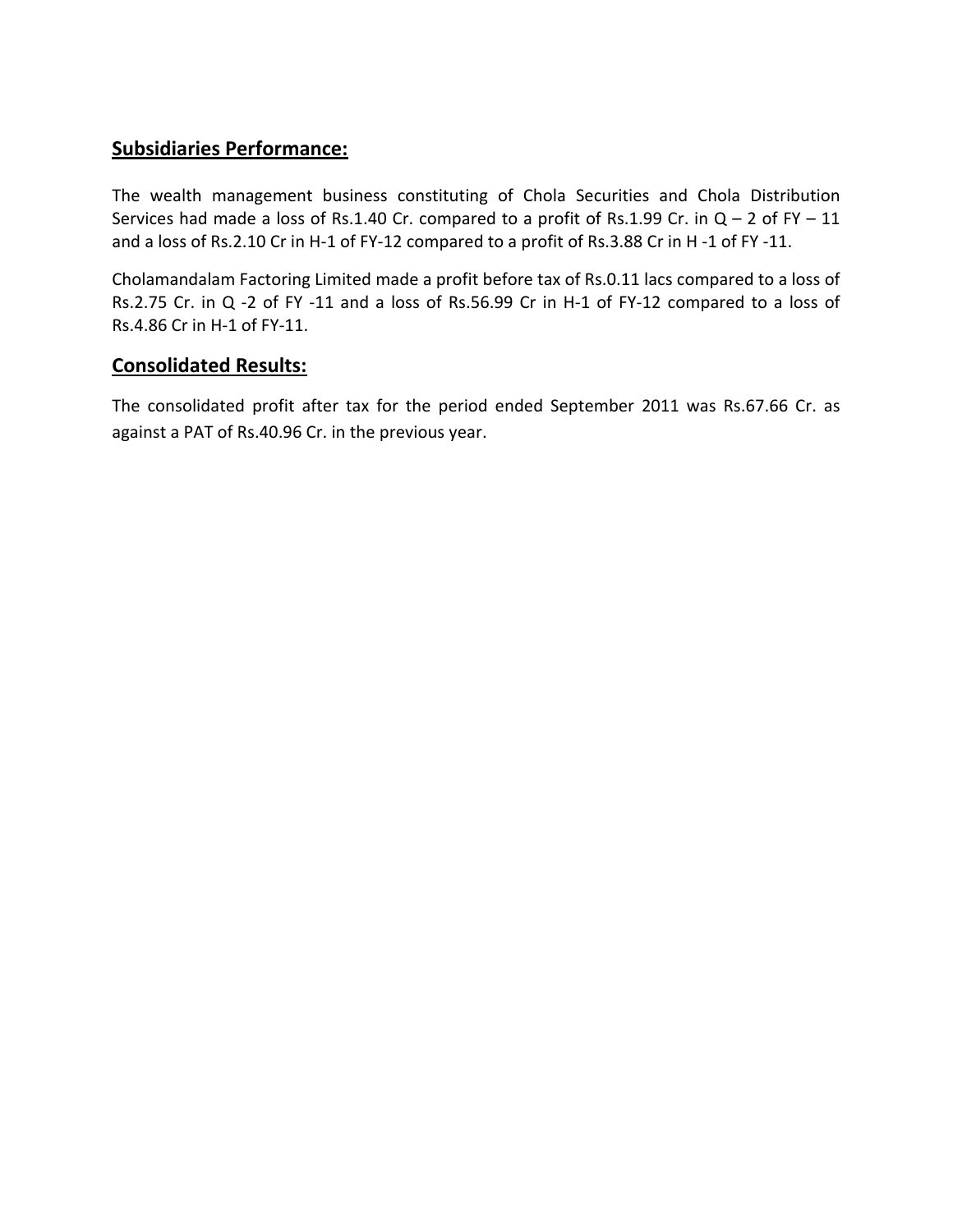## Subsidiaries Performance:

The wealth management business constituting of Chola Securities and Chola Distribution Services had made a loss of Rs.1.40 Cr. compared to a profit of Rs.1.99 Cr. in Q – 2 of FY – 11 and a loss of Rs.2.10 Cr in H-1 of FY-12 compared to a profit of Rs.3.88 Cr in H -1 of FY -11.

Cholamandalam Factoring Limited made a profit before tax of Rs.0.11 lacs compared to a loss of Rs.2.75 Cr. in Q -2 of FY -11 and a loss of Rs.56.99 Cr in H-1 of FY-12 compared to a loss of Rs.4.86 Cr in H-1 of FY-11.

## Consolidated Results:

The consolidated profit after tax for the period ended September 2011 was Rs.67.66 Cr. as against a PAT of Rs.40.96 Cr. in the previous year.